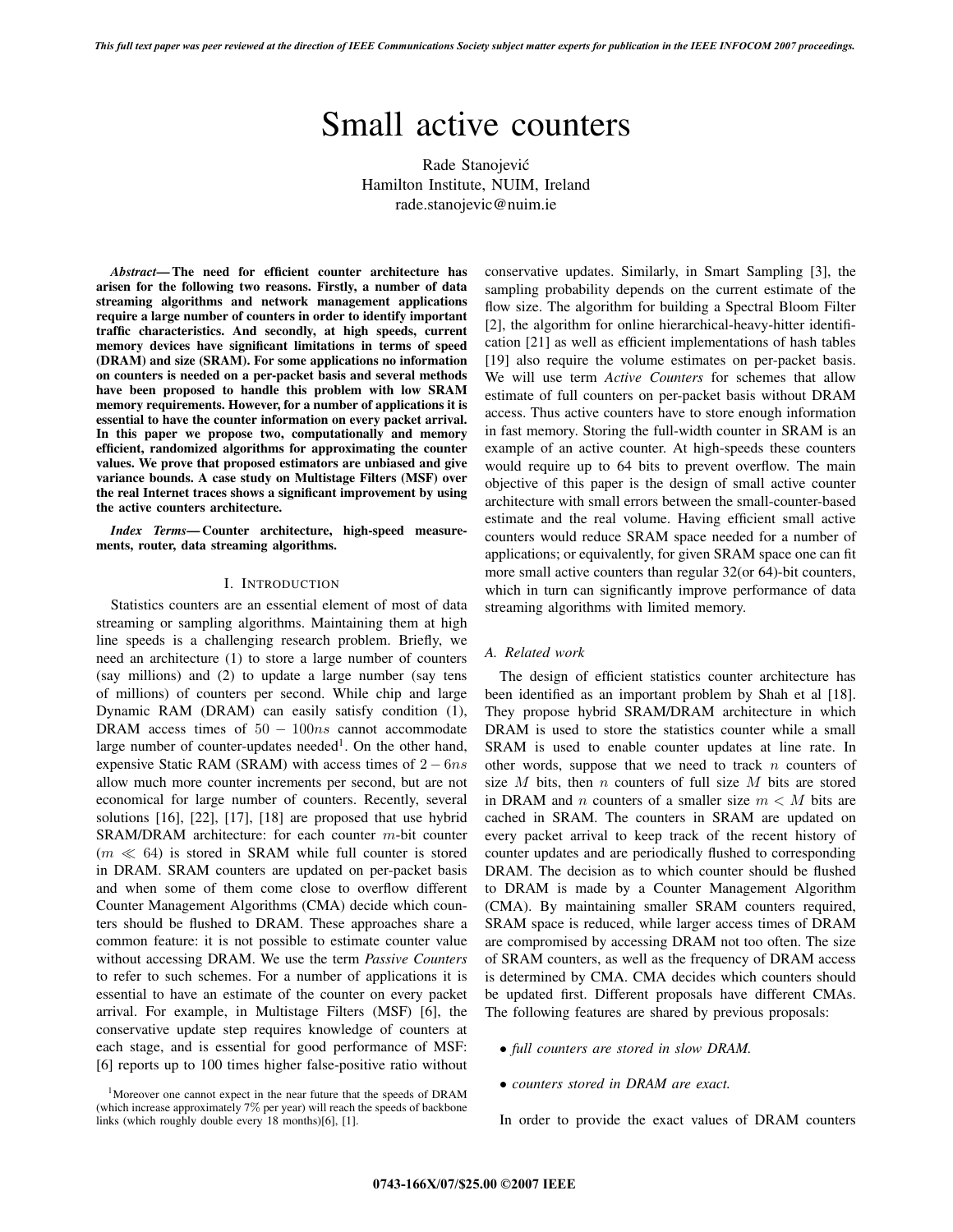# Small active counters

Rade Stanojević
Hamilton Institute, NUIM, Ireland
rade.stanojevic@nuim.ie

***Abstract*— The need for efficient counter architecture has arisen for the following two reasons. Firstly, a number of data streaming algorithms and network management applications require a large number of counters in order to identify important traffic characteristics. And secondly, at high speeds, current memory devices have significant limitations in terms of speed (DRAM) and size (SRAM). For some applications no information on counters is needed on a per-packet basis and several methods have been proposed to handle this problem with low SRAM memory requirements. However, for a number of applications it is essential to have the counter information on every packet arrival. In this paper we propose two, computationally and memory efficient, randomized algorithms for approximating the counter values. We prove that proposed estimators are unbiased and give variance bounds. A case study on Multistage Filters (MSF) over the real Internet traces shows a significant improvement by using the active counters architecture.**

***Index Terms*— Counter architecture, high-speed measurements, router, data streaming algorithms.**

## I. Introduction

Statistics counters are an essential element of most of data streaming or sampling algorithms. Maintaining them at high line speeds is a challenging research problem. Briefly, we need an architecture (1) to store a large number of counters (say millions) and (2) to update a large number (say tens of millions) of counters per second. While chip and large Dynamic RAM (DRAM) can easily satisfy condition (1), DRAM access times of $50-100ns$ cannot accommodate large number of counter-updates needed[1]. On the other hand, expensive Static RAM (SRAM) with access times of $2-6ns$ allow much more counter increments per second, but are not economical for large number of counters. Recently, several solutions [16], [22], [17], [18] are proposed that use hybrid SRAM/DRAM architecture: for each counter $m$-bit counter ($m \ll 64$) is stored in SRAM while full counter is stored in DRAM. SRAM counters are updated on per-packet basis and when some of them come close to overflow different Counter Management Algorithms (CMA) decide which counters should be flushed to DRAM. These approaches share a common feature: it is not possible to estimate counter value without accessing DRAM. We use the term *Passive Counters* to refer to such schemes. For a number of applications it is essential to have an estimate of the counter on every packet arrival. For example, in Multistage Filters (MSF) [6], the conservative update step requires knowledge of counters at each stage, and is essential for good performance of MSF: [6] reports up to 100 times higher false-positive ratio without conservative updates. Similarly, in Smart Sampling [3], the sampling probability depends on the current estimate of the flow size. The algorithm for building a Spectral Bloom Filter [2], the algorithm for online hierarchical-heavy-hitter identification [21] as well as efficient implementations of hash tables [19] also require the volume estimates on per-packet basis. We will use term *Active Counters* for schemes that allow estimate of full counters on per-packet basis without DRAM access. Thus active counters have to store enough information in fast memory. Storing the full-width counter in SRAM is an example of an active counter. At high-speeds these counters would require up to 64 bits to prevent overflow. The main objective of this paper is the design of small active counter architecture with small errors between the small-counter-based estimate and the real volume. Having efficient small active counters would reduce SRAM space needed for a number of applications; or equivalently, for given SRAM space one can fit more small active counters than regular 32(or 64)-bit counters, which in turn can significantly improve performance of data streaming algorithms with limited memory.

[1] Moreover one cannot expect in the near future that the speeds of DRAM (which increase approximately 7% per year) will reach the speeds of backbone links (which roughly double every 18 months)[6], [1].

### A. Related work

The design of efficient statistics counter architecture has been identified as an important problem by Shah et al [18]. They propose hybrid SRAM/DRAM architecture in which DRAM is used to store the statistics counter while a small SRAM is used to enable counter updates at line rate. In other words, suppose that we need to track $n$ counters of size $M$ bits, then $n$ counters of full size $M$ bits are stored in DRAM and $n$ counters of a smaller size $m < M$ bits are cached in SRAM. The counters in SRAM are updated on every packet arrival to keep track of the recent history of counter updates and are periodically flushed to corresponding DRAM. The decision as to which counter should be flushed to DRAM is made by a Counter Management Algorithm (CMA). By maintaining smaller SRAM counters required, SRAM space is reduced, while larger access times of DRAM are compromised by accessing DRAM not too often. The size of SRAM counters, as well as the frequency of DRAM access is determined by CMA. CMA decides which counters should be updated first. Different proposals have different CMAs. The following features are shared by previous proposals:

- *full counters are stored in slow DRAM.*
- *counters stored in DRAM are exact.*

In order to provide the exact values of DRAM counters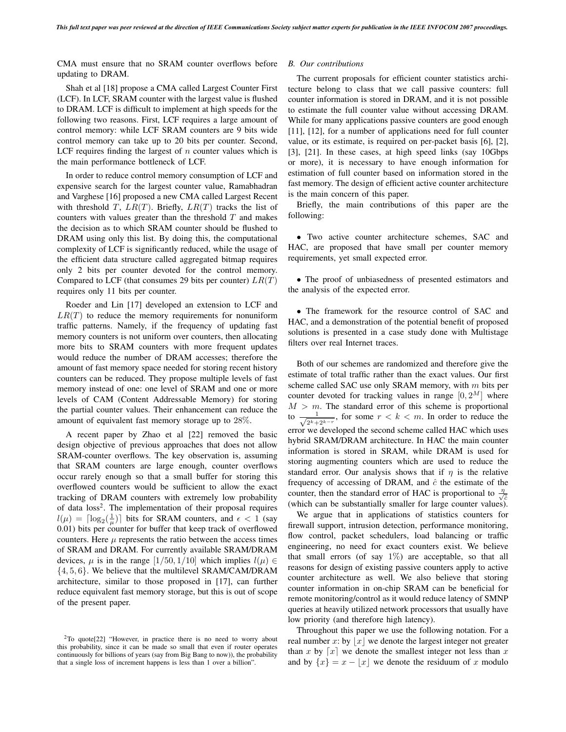CMA must ensure that no SRAM counter overflows before updating to DRAM.

Shah et al [18] propose a CMA called Largest Counter First (LCF). In LCF, SRAM counter with the largest value is flushed to DRAM. LCF is difficult to implement at high speeds for the following two reasons. First, LCF requires a large amount of control memory: while LCF SRAM counters are 9 bits wide control memory can take up to 20 bits per counter. Second, LCF requires finding the largest of $n$ counter values which is the main performance bottleneck of LCF.

In order to reduce control memory consumption of LCF and expensive search for the largest counter value, Ramabhadran and Varghese [16] proposed a new CMA called Largest Recent with threshold $T$, $LR(T)$. Briefly, $LR(T)$ tracks the list of counters with values greater than the threshold $T$ and makes the decision as to which SRAM counter should be flushed to DRAM using only this list. By doing this, the computational complexity of LCF is significantly reduced, while the usage of the efficient data structure called aggregated bitmap requires only 2 bits per counter devoted for the control memory. Compared to LCF (that consumes 29 bits per counter) $LR(T)$ requires only 11 bits per counter.

Roeder and Lin [17] developed an extension to LCF and $LR(T)$ to reduce the memory requirements for nonuniform traffic patterns. Namely, if the frequency of updating fast memory counters is not uniform over counters, then allocating more bits to SRAM counters with more frequent updates would reduce the number of DRAM accesses; therefore the amount of fast memory space needed for storing recent history counters can be reduced. They propose multiple levels of fast memory instead of one: one level of SRAM and one or more levels of CAM (Content Addressable Memory) for storing the partial counter values. Their enhancement can reduce the amount of equivalent fast memory storage up to 28%.

A recent paper by Zhao et al [22] removed the basic design objective of previous approaches that does not allow SRAM-counter overflows. The key observation is, assuming that SRAM counters are large enough, counter overflows occur rarely enough so that a small buffer for storing this overflowed counters would be sufficient to allow the exact tracking of DRAM counters with extremely low probability of data loss[2]. The implementation of their proposal requires $l(\mu) = \lceil \log_2(\frac{1}{\mu}) \rceil$ bits for SRAM counters, and $\epsilon < 1$ (say 0.01) bits per counter for buffer that keep track of overflowed counters. Here $\mu$ represents the ratio between the access times of SRAM and DRAM. For currently available SRAM/DRAM devices, $\mu$ is in the range $[1/50, 1/10]$ which implies $l(\mu) \in \{4, 5, 6\}$. We believe that the multilevel SRAM/CAM/DRAM architecture, similar to those proposed in [17], can further reduce equivalent fast memory storage, but this is out of scope of the present paper.

[2]To quote[22] "However, in practice there is no need to worry about this probability, since it can be made so small that even if router operates continuously for billions of years (say from Big Bang to now)), the probability that a single loss of increment happens is less than 1 over a billion".

### B. Our contributions

The current proposals for efficient counter statistics architecture belong to class that we call passive counters: full counter information is stored in DRAM, and it is not possible to estimate the full counter value without accessing DRAM. While for many applications passive counters are good enough [11], [12], for a number of applications need for full counter value, or its estimate, is required on per-packet basis [6], [2], [3], [21]. In these cases, at high speed links (say 10Gbps or more), it is necessary to have enough information for estimation of full counter based on information stored in the fast memory. The design of efficient active counter architecture is the main concern of this paper.

Briefly, the main contributions of this paper are the following:

- Two active counter architecture schemes, SAC and HAC, are proposed that have small per counter memory requirements, yet small expected error.
- The proof of unbiasedness of presented estimators and the analysis of the expected error.
- The framework for the resource control of SAC and HAC, and a demonstration of the potential benefit of proposed solutions is presented in a case study done with Multistage filters over real Internet traces.

Both of our schemes are randomized and therefore give the estimate of total traffic rather than the exact values. Our first scheme called SAC use only SRAM memory, with $m$ bits per counter devoted for tracking values in range $[0, 2^M]$ where $M > m$. The standard error of this scheme is proportional to $\frac{1}{\sqrt{2^k + 2^{k-r}}}$, for some $r < k < m$. In order to reduce the error we developed the second scheme called HAC which uses hybrid SRAM/DRAM architecture. In HAC the main counter information is stored in SRAM, while DRAM is used for storing augmenting counters which are used to reduce the standard error. Our analysis shows that if $\eta$ is the relative frequency of accessing of DRAM, and $\hat{c}$ the estimate of the counter, then the standard error of HAC is proportional to $\frac{\eta}{\sqrt{\hat{c}}}$ (which can be substantially smaller for large counter values).

We argue that in applications of statistics counters for firewall support, intrusion detection, performance monitoring, flow control, packet schedulers, load balancing or traffic engineering, no need for exact counters exist. We believe that small errors (of say 1%) are acceptable, so that all reasons for design of existing passive counters apply to active counter architecture as well. We also believe that storing counter information in on-chip SRAM can be beneficial for remote monitoring/control as it would reduce latency of SMNP queries at heavily utilized network processors that usually have low priority (and therefore high latency).

Throughout this paper we use the following notation. For a real number $x$: by $\lfloor x \rfloor$ we denote the largest integer not greater than $x$ by $\lceil x \rceil$ we denote the smallest integer not less than $x$ and by $\{x\} = x - \lfloor x \rfloor$ we denote the residuum of $x$ modulo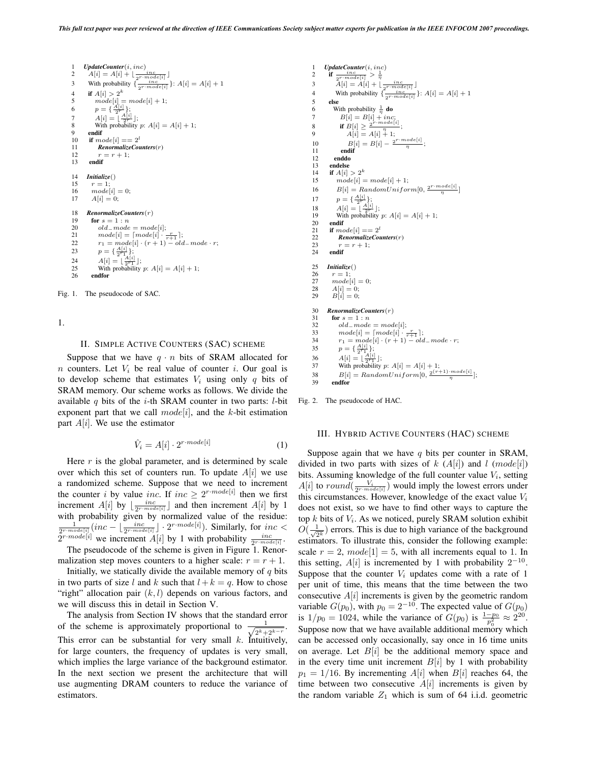```
1   UpdateCounter(i, inc)
2     A[i] = A[i] + ⌊inc / 2^(r·mode[i])⌋
3     With probability {inc / 2^(r·mode[i])}: A[i] = A[i] + 1
4     if A[i] > 2^k
5       mode[i] = mode[i] + 1;
6       p = {A[i] / 2^r};
7       A[i] = ⌊A[i] / 2^r⌋;
8       With probability p: A[i] = A[i] + 1;
9     endif
10    if mode[i] == 2^l
11      RenormalizeCounters(r)
12      r = r + 1;
13    endif

14  Initialize()
15    r = 1;
16    mode[i] = 0;
17    A[i] = 0;

18  RenormalizeCounters(r)
19    for s = 1 : n
20      old_mode = mode[i];
21      mode[i] = ⌈mode[i] · r/(r+1)⌉;
22      r1 = mode[i] · (r + 1) − old_mode · r;
23      p = {A[i] / 2^r1};
24      A[i] = ⌊A[i] / 2^r1⌋;
25      With probability p: A[i] = A[i] + 1;
26    endfor
```

Fig. 1. The pseudocode of SAC.

1.

## II. Simple Active Counters (SAC) scheme

Suppose that we have $q \cdot n$ bits of SRAM allocated for $n$ counters. Let $V_i$ be real value of counter $i$. Our goal is to develop scheme that estimates $V_i$ using only $q$ bits of SRAM memory. Our scheme works as follows. We divide the available $q$ bits of the $i$-th SRAM counter in two parts: $l$-bit exponent part that we call $mode[i]$, and the $k$-bit estimation part $A[i]$. We use the estimator

$$\hat{V}_i = A[i] \cdot 2^{r \cdot mode[i]} \tag{1}$$

Here $r$ is the global parameter, and is determined by scale over which this set of counters run. To update $A[i]$ we use a randomized scheme. Suppose that we need to increment the counter $i$ by value $inc$. If $inc \geq 2^{r \cdot mode[i]}$ then we first increment $A[i]$ by $\lfloor \frac{inc}{2^{r \cdot mode[i]}} \rfloor$ and then increment $A[i]$ by 1 with probability given by normalized value of the residue: $\frac{1}{2^{r \cdot mode[i]}}(inc - \lfloor \frac{inc}{2^{r \cdot mode[i]}} \rfloor \cdot 2^{r \cdot mode[i]})$. Similarly, for $inc < 2^{r \cdot mode[i]}$ we increment $A[i]$ by 1 with probability $\frac{inc}{2^{r \cdot mode[i]}}$.

The pseudocode of the scheme is given in Figure 1. Renormalization step moves counters to a higher scale: $r = r + 1$.

Initially, we statically divide the available memory of $q$ bits in two parts of size $l$ and $k$ such that $l + k = q$. How to chose "right" allocation pair $(k, l)$ depends on various factors, and we will discuss this in detail in Section V.

The analysis from Section IV shows that the standard error of the scheme is approximately proportional to $\frac{1}{\sqrt{2^k + 2^{k-r}}}$. This error can be substantial for very small $k$. Intuitively, for large counters, the frequency of updates is very small, which implies the large variance of the background estimator. In the next section we present the architecture that will use augmenting DRAM counters to reduce the variance of estimators.

```
1   UpdateCounter(i, inc)
2     if inc / 2^(r·mode[i]) > 1/η
3       A[i] = A[i] + ⌊inc / 2^(r·mode[i])⌋
4       With probability {inc / 2^(r·mode[i])}: A[i] = A[i] + 1
5     else
6       With probability 1/η do
7         B[i] = B[i] + inc;
8         if B[i] ≥ 2^(r·mode[i]) / η;
9           A[i] = A[i] + 1;
10          B[i] = B[i] − 2^(r·mode[i]) / η;
11        endif
12      enddo
13    endelse
14    if A[i] > 2^k
15      mode[i] = mode[i] + 1;
16      B[i] = RandomUniform[0, 2^(r·mode[i]) / η]
17      p = {A[i] / 2^r};
18      A[i] = ⌊A[i] / 2^r⌋;
19      With probability p: A[i] = A[i] + 1;
20    endif
21    if mode[i] == 2^l
22      RenormalizeCounters(r)
23      r = r + 1;
24    endif

25  Initialize()
26    r = 1;
27    mode[i] = 0;
28    A[i] = 0;
29    B[i] = 0;

30  RenormalizeCounters(r)
31    for s = 1 : n
32      old_mode = mode[i];
33      mode[i] = ⌈mode[i] · r/(r+1)⌉;
34      r1 = mode[i] · (r + 1) − old_mode · r;
35      p = {A[i] / 2^r1};
36      A[i] = ⌊A[i] / 2^r1⌋;
37      With probability p: A[i] = A[i] + 1;
38      B[i] = RandomUniform[0, 2^((r+1)·mode[i]) / η];
39    endfor
```

Fig. 2. The pseudocode of HAC.

## III. Hybrid Active Counters (HAC) scheme

Suppose again that we have $q$ bits per counter in SRAM, divided in two parts with sizes of $k$ ($A[i]$) and $l$ ($mode[i]$) bits. Assuming knowledge of the full counter value $V_i$, setting $A[i]$ to $round(\frac{V_i}{2^{r \cdot mode[i]}})$ would imply the lowest errors under this circumstances. However, knowledge of the exact value $V_i$ does not exist, so we have to find other ways to capture the top $k$ bits of $V_i$. As we noticed, purely SRAM solution exhibit $O(\frac{1}{\sqrt{2^k}})$ errors. This is due to high variance of the background estimators. To illustrate this, consider the following example: scale $r = 2$, $mode[1] = 5$, with all increments equal to 1. In this setting, $A[i]$ is incremented by 1 with probability $2^{-10}$. Suppose that the counter $V_i$ updates come with a rate of 1 per unit of time, this means that the time between the two consecutive $A[i]$ increments is given by the geometric random variable $G(p_0)$, with $p_0 = 2^{-10}$. The expected value of $G(p_0)$ is $1/p_0 = 1024$, while the variance of $G(p_0)$ is $\frac{1-p_0}{p_0^2} \approx 2^{20}$. Suppose now that we have available additional memory which can be accessed only occasionally, say once in 16 time units on average. Let $B[i]$ be the additional memory space and in the every time unit increment $B[i]$ by 1 with probability $p_1 = 1/16$. By incrementing $A[i]$ when $B[i]$ reaches 64, the time between two consecutive $A[i]$ increments is given by the random variable $Z_1$ which is sum of 64 i.i.d. geometric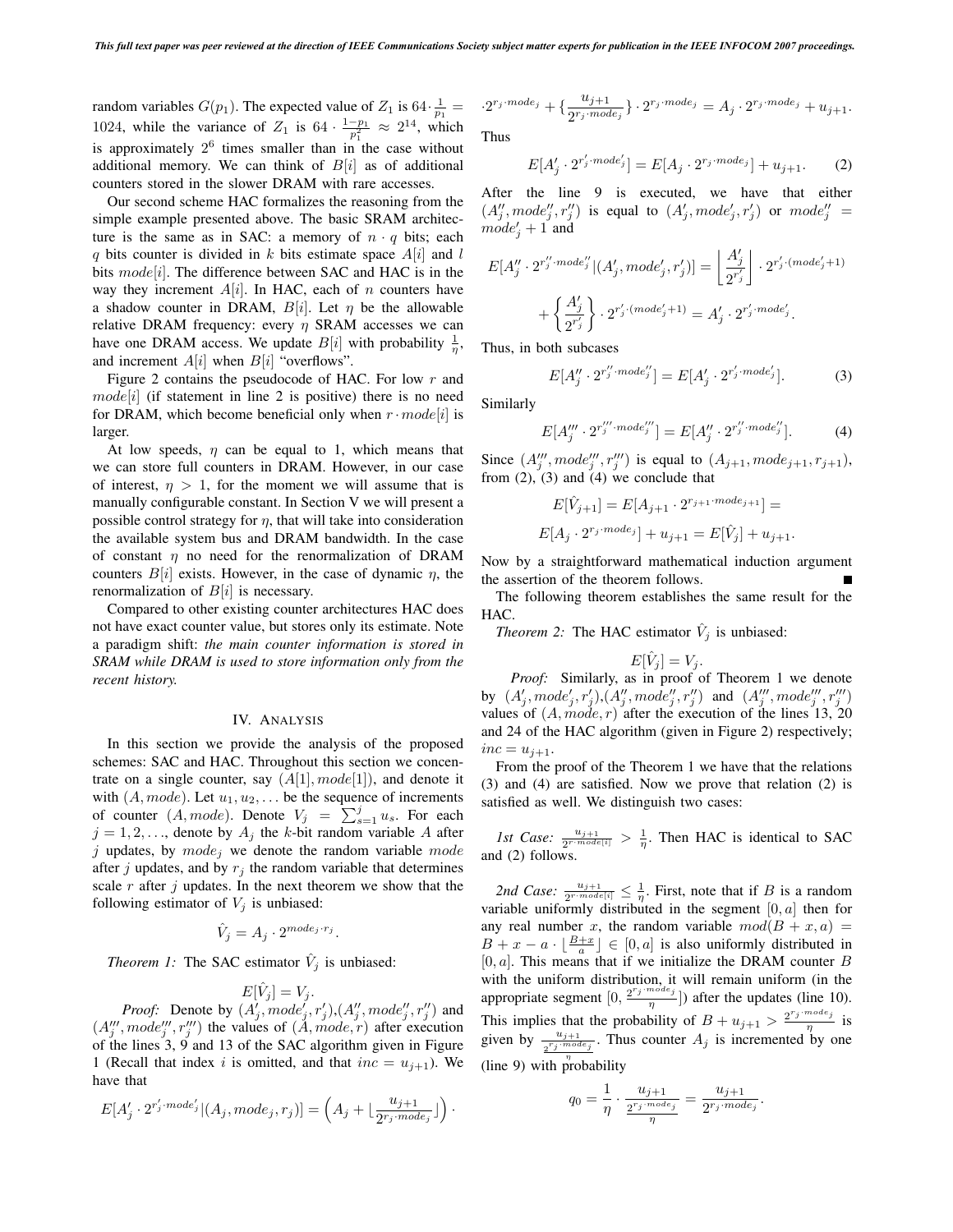random variables $G(p_1)$. The expected value of $Z_1$ is $64 \cdot \frac{1}{p_1} = 1024$, while the variance of $Z_1$ is $64 \cdot \frac{1-p_1}{p_1^2} \approx 2^{14}$, which is approximately $2^6$ times smaller than in the case without additional memory. We can think of $B[i]$ as of additional counters stored in the slower DRAM with rare accesses.

Our second scheme HAC formalizes the reasoning from the simple example presented above. The basic SRAM architecture is the same as in SAC: a memory of $n \cdot q$ bits; each $q$ bits counter is divided in $k$ bits estimate space $A[i]$ and $l$ bits $mode[i]$. The difference between SAC and HAC is in the way they increment $A[i]$. In HAC, each of $n$ counters have a shadow counter in DRAM, $B[i]$. Let $\eta$ be the allowable relative DRAM frequency: every $\eta$ SRAM accesses we can have one DRAM access. We update $B[i]$ with probability $\frac{1}{\eta}$, and increment $A[i]$ when $B[i]$ "overflows".

Figure 2 contains the pseudocode of HAC. For low $r$ and $mode[i]$ (if statement in line 2 is positive) there is no need for DRAM, which become beneficial only when $r \cdot mode[i]$ is larger.

At low speeds, $\eta$ can be equal to 1, which means that we can store full counters in DRAM. However, in our case of interest, $\eta > 1$, for the moment we will assume that is manually configurable constant. In Section V we will present a possible control strategy for $\eta$, that will take into consideration the available system bus and DRAM bandwidth. In the case of constant $\eta$ no need for the renormalization of DRAM counters $B[i]$ exists. However, in the case of dynamic $\eta$, the renormalization of $B[i]$ is necessary.

Compared to other existing counter architectures HAC does not have exact counter value, but stores only its estimate. Note a paradigm shift: *the main counter information is stored in SRAM while DRAM is used to store information only from the recent history.*

## IV. Analysis

In this section we provide the analysis of the proposed schemes: SAC and HAC. Throughout this section we concentrate on a single counter, say $(A[1], mode[1])$, and denote it with $(A, mode)$. Let $u_1, u_2, \ldots$ be the sequence of increments of counter $(A, mode)$. Denote $V_j = \sum_{s=1}^{j} u_s$. For each $j = 1, 2, \ldots$, denote by $A_j$ the $k$-bit random variable $A$ after $j$ updates, by $mode_j$ we denote the random variable $mode$ after $j$ updates, and by $r_j$ the random variable that determines scale $r$ after $j$ updates. In the next theorem we show that the following estimator of $V_j$ is unbiased:

$$\hat{V}_j = A_j \cdot 2^{mode_j \cdot r_j}.$$

*Theorem 1:* The SAC estimator $\hat{V}_j$ is unbiased:

$$E[\hat{V}_j] = V_j.$$

*Proof:* Denote by $(A'_j, mode'_j, r'_j)$,$(A''_j, mode''_j, r''_j)$ and $(A'''_j, mode'''_j, r'''_j)$ the values of $(A, mode, r)$ after execution of the lines 3, 9 and 13 of the SAC algorithm given in Figure 1 (Recall that index $i$ is omitted, and that $inc = u_{j+1}$). We have that

$$E[A'_j \cdot 2^{r'_j \cdot mode'_j} | (A_j, mode_j, r_j)] = \left(A_j + \lfloor \frac{u_{j+1}}{2^{r_j \cdot mode_j}} \rfloor \right) \cdot 2^{r_j \cdot mode_j} + \{\frac{u_{j+1}}{2^{r_j \cdot mode_j}}\} \cdot 2^{r_j \cdot mode_j} = A_j \cdot 2^{r_j \cdot mode_j} + u_{j+1}.$$

Thus

$$E[A'_j \cdot 2^{r'_j \cdot mode'_j}] = E[A_j \cdot 2^{r_j \cdot mode_j}] + u_{j+1}. \quad (2)$$

After the line 9 is executed, we have that either $(A''_j, mode''_j, r''_j)$ is equal to $(A'_j, mode'_j, r'_j)$ or $mode''_j = mode'_j + 1$ and

$$E[A''_j \cdot 2^{r''_j \cdot mode''_j} | (A'_j, mode'_j, r'_j)] = \left\lfloor \frac{A'_j}{2^{r'_j}} \right\rfloor \cdot 2^{r'_j \cdot (mode'_j + 1)} + \left\{ \frac{A'_j}{2^{r'_j}} \right\} \cdot 2^{r'_j \cdot (mode'_j + 1)} = A'_j \cdot 2^{r'_j \cdot mode'_j}.$$

Thus, in both subcases

$$E[A''_j \cdot 2^{r''_j \cdot mode''_j}] = E[A'_j \cdot 2^{r'_j \cdot mode'_j}]. \quad (3)$$

Similarly

$$E[A'''_j \cdot 2^{r'''_j \cdot mode'''_j}] = E[A''_j \cdot 2^{r''_j \cdot mode''_j}]. \quad (4)$$

Since $(A'''_j, mode'''_j, r'''_j)$ is equal to $(A_{j+1}, mode_{j+1}, r_{j+1})$, from (2), (3) and (4) we conclude that

$$E[\hat{V}_{j+1}] = E[A_{j+1} \cdot 2^{r_{j+1} \cdot mode_{j+1}}] =$$

$$E[A_j \cdot 2^{r_j \cdot mode_j}] + u_{j+1} = E[\hat{V}_j] + u_{j+1}.$$

Now by a straightforward mathematical induction argument the assertion of the theorem follows. ■

The following theorem establishes the same result for the HAC.

*Theorem 2:* The HAC estimator $\hat{V}_j$ is unbiased:

$$E[\hat{V}_j] = V_j.$$

*Proof:* Similarly, as in proof of Theorem 1 we denote by $(A'_j, mode'_j, r'_j)$,$(A''_j, mode''_j, r''_j)$ and $(A'''_j, mode'''_j, r'''_j)$ values of $(A, mode, r)$ after the execution of the lines 13, 20 and 24 of the HAC algorithm (given in Figure 2) respectively; $inc = u_{j+1}$.

From the proof of the Theorem 1 we have that the relations (3) and (4) are satisfied. Now we prove that relation (2) is satisfied as well. We distinguish two cases:

*1st Case:* $\frac{u_{j+1}}{2^{r \cdot mode[i]}} > \frac{1}{\eta}$. Then HAC is identical to SAC and (2) follows.

*2nd Case:* $\frac{u_{j+1}}{2^{r \cdot mode[i]}} \leq \frac{1}{\eta}$. First, note that if $B$ is a random variable uniformly distributed in the segment $[0, a]$ then for any real number $x$, the random variable $mod(B + x, a) = B + x - a \cdot \lfloor \frac{B+x}{a} \rfloor \in [0, a]$ is also uniformly distributed in $[0, a]$. This means that if we initialize the DRAM counter $B$ with the uniform distribution, it will remain uniform (in the appropriate segment $[0, \frac{2^{r_j \cdot mode_j}}{\eta}]$) after the updates (line 10). This implies that the probability of $B + u_{j+1} > \frac{2^{r_j \cdot mode_j}}{\eta}$ is given by $\frac{u_{j+1}}{\frac{2^{r_j \cdot mode_j}}{\eta}}$. Thus counter $A_j$ is incremented by one (line 9) with probability

$$q_0 = \frac{1}{\eta} \cdot \frac{u_{j+1}}{\frac{2^{r_j \cdot mode_j}}{\eta}} = \frac{u_{j+1}}{2^{r_j \cdot mode_j}}.$$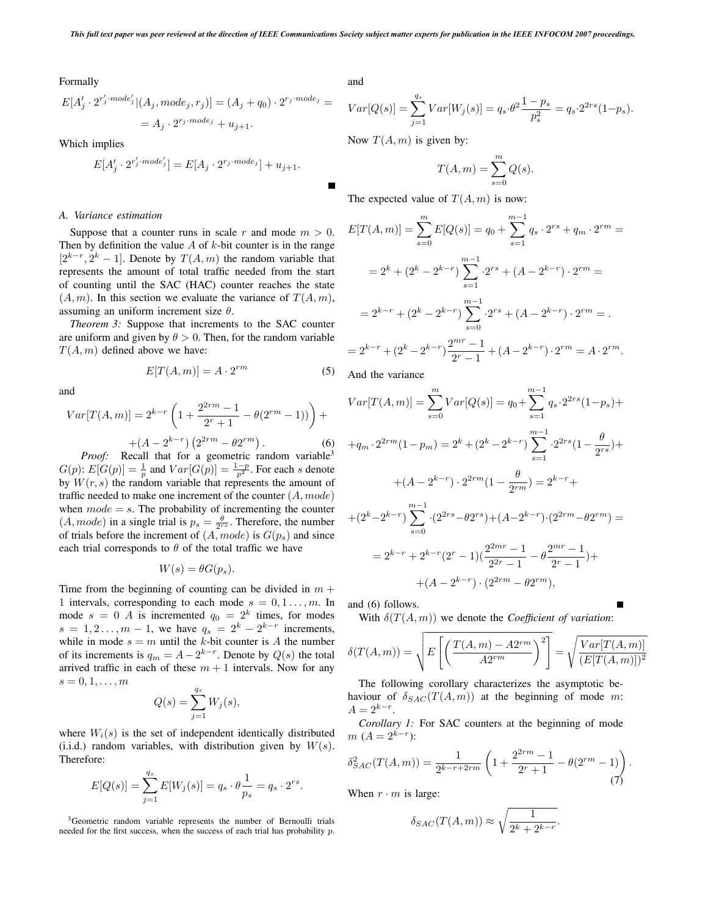Formally

$$E[A'_j \cdot 2^{r'_j \cdot mode'_j} | (A_j, mode_j, r_j)] = (A_j + q_0) \cdot 2^{r_j \cdot mode_j} =$$

$$= A_j \cdot 2^{r_j \cdot mode_j} + u_{j+1}.$$

Which implies

$$E[A'_j \cdot 2^{r'_j \cdot mode'_j}] = E[A_j \cdot 2^{r_j \cdot mode_j}] + u_{j+1}.$$

■

### A. Variance estimation

Suppose that a counter runs in scale $r$ and mode $m > 0$. Then by definition the value $A$ of $k$-bit counter is in the range $[2^{k-r}, 2^k - 1]$. Denote by $T(A, m)$ the random variable that represents the amount of total traffic needed from the start of counting until the SAC (HAC) counter reaches the state $(A, m)$. In this section we evaluate the variance of $T(A, m)$, assuming an uniform increment size $\theta$.

*Theorem 3:* Suppose that increments to the SAC counter are uniform and given by $\theta > 0$. Then, for the random variable $T(A, m)$ defined above we have:

$$E[T(A, m)] = A \cdot 2^{rm} \tag{5}$$

and

$$Var[T(A, m)] = 2^{k-r}\left(1 + \frac{2^{2rm} - 1}{2^r + 1} - \theta(2^{rm} - 1)\right) +$$
$$+ (A - 2^{k-r})\left(2^{2rm} - \theta 2^{rm}\right). \tag{6}$$

*Proof:* Recall that for a geometric random variable[3] $G(p)$: $E[G(p)] = \frac{1}{p}$ and $Var[G(p)] = \frac{1-p}{p^2}$. For each $s$ denote by $W(r, s)$ the random variable that represents the amount of traffic needed to make one increment of the counter $(A, mode)$ when $mode = s$. The probability of incrementing the counter $(A, mode)$ in a single trial is $p_s = \frac{\theta}{2^{rs}}$. Therefore, the number of trials before the increment of $(A, mode)$ is $G(p_s)$ and since each trial corresponds to $\theta$ of the total traffic we have

$$W(s) = \theta G(p_s).$$

Time from the beginning of counting can be divided in $m + 1$ intervals, corresponding to each mode $s = 0, 1 \ldots, m$. In mode $s = 0$ $A$ is incremented $q_0 = 2^k$ times, for modes $s = 1, 2 \ldots, m - 1$, we have $q_s = 2^k - 2^{k-r}$ increments, while in mode $s = m$ until the $k$-bit counter is $A$ the number of its increments is $q_m = A - 2^{k-r}$. Denote by $Q(s)$ the total arrived traffic in each of these $m + 1$ intervals. Now for any $s = 0, 1, \ldots, m$

$$Q(s) = \sum_{j=1}^{q_s} W_j(s),$$

where $W_i(s)$ is the set of independent identically distributed (i.i.d.) random variables, with distribution given by $W(s)$. Therefore:

$$E[Q(s)] = \sum_{j=1}^{q_s} E[W_j(s)] = q_s \cdot \theta \frac{1}{p_s} = q_s \cdot 2^{rs}.$$

and

$$Var[Q(s)] = \sum_{j=1}^{q_s} Var[W_j(s)] = q_s \cdot \theta^2 \frac{1 - p_s}{p_s^2} = q_s \cdot 2^{2rs}(1 - p_s).$$

Now $T(A, m)$ is given by:

$$T(A, m) = \sum_{s=0}^{m} Q(s).$$

The expected value of $T(A, m)$ is now:

$$E[T(A, m)] = \sum_{s=0}^{m} E[Q(s)] = q_0 + \sum_{s=1}^{m-1} q_s \cdot 2^{rs} + q_m \cdot 2^{rm} =$$

$$= 2^k + (2^k - 2^{k-r}) \sum_{s=1}^{m-1} \cdot 2^{rs} + (A - 2^{k-r}) \cdot 2^{rm} =$$

$$= 2^{k-r} + (2^k - 2^{k-r}) \sum_{s=0}^{m-1} \cdot 2^{rs} + (A - 2^{k-r}) \cdot 2^{rm} = .$$

$$= 2^{k-r} + (2^k - 2^{k-r}) \frac{2^{mr} - 1}{2^r - 1} + (A - 2^{k-r}) \cdot 2^{rm} = A \cdot 2^{rm}.$$

And the variance

$$Var[T(A, m)] = \sum_{s=0}^{m} Var[Q(s)] = q_0 + \sum_{s=1}^{m-1} q_s \cdot 2^{2rs}(1 - p_s) +$$

$$+ q_m \cdot 2^{2rm}(1 - p_m) = 2^k + (2^k - 2^{k-r}) \sum_{s=1}^{m-1} \cdot 2^{2rs}(1 - \frac{\theta}{2^{rs}}) +$$

$$+ (A - 2^{k-r}) \cdot 2^{2rm}(1 - \frac{\theta}{2^{rm}}) = 2^{k-r} +$$

$$+ (2^k - 2^{k-r}) \sum_{s=0}^{m-1} \cdot (2^{2rs} - \theta 2^{rs}) + (A - 2^{k-r}) \cdot (2^{2rm} - \theta 2^{rm}) =$$

$$= 2^{k-r} + 2^{k-r}(2^r - 1)\left(\frac{2^{2mr} - 1}{2^{2r} - 1} - \theta \frac{2^{mr} - 1}{2^r - 1}\right) +$$

$$+ (A - 2^{k-r}) \cdot (2^{2rm} - \theta 2^{rm}),$$

and (6) follows. ■

With $\delta(T(A, m))$ we denote the *Coefficient of variation*:

$$\delta(T(A, m)) = \sqrt{E\left[\left(\frac{T(A, m) - A 2^{rm}}{A 2^{rm}}\right)^2\right]} = \sqrt{\frac{Var[T(A, m)]}{(E[T(A, m)])^2}}$$

The following corollary characterizes the asymptotic behaviour of $\delta_{SAC}(T(A, m))$ at the beginning of mode $m$: $A = 2^{k-r}$.

*Corollary 1:* For SAC counters at the beginning of mode $m$ ($A = 2^{k-r}$):

$$\delta^2_{SAC}(T(A, m)) = \frac{1}{2^{k-r+2rm}}\left(1 + \frac{2^{2rm} - 1}{2^r + 1} - \theta(2^{rm} - 1)\right). \tag{7}$$

When $r \cdot m$ is large:

$$\delta_{SAC}(T(A, m)) \approx \sqrt{\frac{1}{2^k + 2^{k-r}}}.$$

[3] Geometric random variable represents the number of Bernoulli trials needed for the first success, when the success of each trial has probability $p$.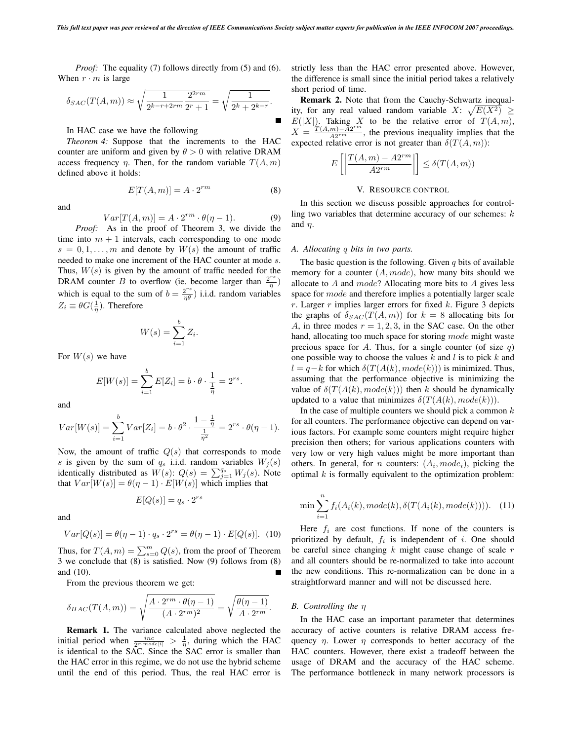*Proof:* The equality (7) follows directly from (5) and (6). When $r \cdot m$ is large

$$\delta_{SAC}(T(A,m)) \approx \sqrt{\frac{1}{2^{k-r+2rm}} \frac{2^{2rm}}{2^r+1}} = \sqrt{\frac{1}{2^k + 2^{k-r}}}.$$

■

In HAC case we have the following

*Theorem 4:* Suppose that the increments to the HAC counter are uniform and given by $\theta > 0$ with relative DRAM access frequency $\eta$. Then, for the random variable $T(A,m)$ defined above it holds:

$$E[T(A,m)] = A \cdot 2^{rm} \tag{8}$$

and

$$Var[T(A,m)] = A \cdot 2^{rm} \cdot \theta(\eta - 1). \tag{9}$$

*Proof:* As in the proof of Theorem 3, we divide the time into $m+1$ intervals, each corresponding to one mode $s = 0, 1, \ldots, m$ and denote by $W(s)$ the amount of traffic needed to make one increment of the HAC counter at mode $s$. Thus, $W(s)$ is given by the amount of traffic needed for the DRAM counter $B$ to overflow (ie. become larger than $\frac{2^{rs}}{\eta}$) which is equal to the sum of $b = \frac{2^{rs}}{\eta\theta}$) i.i.d. random variables $Z_i \equiv \theta G(\frac{1}{\eta})$. Therefore

$$W(s) = \sum_{i=1}^{b} Z_i.$$

For $W(s)$ we have

$$E[W(s)] = \sum_{i=1}^{b} E[Z_i] = b \cdot \theta \cdot \frac{1}{\frac{1}{\eta}} = 2^{rs}.$$

and

$$Var[W(s)] = \sum_{i=1}^{b} Var[Z_i] = b \cdot \theta^2 \cdot \frac{1-\frac{1}{\eta}}{\frac{1}{\eta^2}} = 2^{rs} \cdot \theta(\eta - 1).$$

Now, the amount of traffic $Q(s)$ that corresponds to mode $s$ is given by the sum of $q_s$ i.i.d. random variables $W_j(s)$ identically distributed as $W(s)$: $Q(s) = \sum_{j=1}^{q_s} W_j(s)$. Note that $Var[W(s)] = \theta(\eta-1) \cdot E[W(s)]$ which implies that

$$E[Q(s)] = q_s \cdot 2^{rs}$$

and

$$Var[Q(s)] = \theta(\eta-1) \cdot q_s \cdot 2^{rs} = \theta(\eta-1) \cdot E[Q(s)]. \tag{10}$$

Thus, for $T(A,m) = \sum_{s=0}^{m} Q(s)$, from the proof of Theorem 3 we conclude that (8) is satisfied. Now (9) follows from (8) and (10). ■

From the previous theorem we get:

$$\delta_{HAC}(T(A,m)) = \sqrt{\frac{A \cdot 2^{rm} \cdot \theta(\eta-1)}{(A \cdot 2^{rm})^2}} = \sqrt{\frac{\theta(\eta-1)}{A \cdot 2^{rm}}}.$$

**Remark 1.** The variance calculated above neglected the initial period when $\frac{inc}{2^{r \cdot mode[i]}} > \frac{1}{\eta}$, during which the HAC is identical to the SAC. Since the SAC error is smaller than the HAC error in this regime, we do not use the hybrid scheme until the end of this period. Thus, the real HAC error is strictly less than the HAC error presented above. However, the difference is small since the initial period takes a relatively short period of time.

**Remark 2.** Note that from the Cauchy-Schwartz inequality, for any real valued random variable $X$: $\sqrt{E(X^2)} \geq E(|X|)$. Taking $X$ to be the relative error of $T(A,m)$, $X = \frac{T(A,m) - A2^{rm}}{A2^{rm}}$, the previous inequality implies that the expected relative error is not greater than $\delta(T(A,m))$:

$$E\left[\left|\frac{T(A,m) - A2^{rm}}{A2^{rm}}\right|\right] \leq \delta(T(A,m))$$

## V. Resource control

In this section we discuss possible approaches for controlling two variables that determine accuracy of our schemes: $k$ and $\eta$.

### A. Allocating $q$ bits in two parts.

The basic question is the following. Given $q$ bits of available memory for a counter $(A, mode)$, how many bits should we allocate to $A$ and $mode$? Allocating more bits to $A$ gives less space for $mode$ and therefore implies a potentially larger scale $r$. Larger $r$ implies larger errors for fixed $k$. Figure 3 depicts the graphs of $\delta_{SAC}(T(A,m))$ for $k = 8$ allocating bits for $A$, in three modes $r = 1, 2, 3$, in the SAC case. On the other hand, allocating too much space for storing $mode$ might waste precious space for $A$. Thus, for a single counter (of size $q$) one possible way to choose the values $k$ and $l$ is to pick $k$ and $l = q - k$ for which $\delta(T(A(k), mode(k)))$ is minimized. Thus, assuming that the performance objective is minimizing the value of $\delta(T(A(k), mode(k)))$ then $k$ should be dynamically updated to a value that minimizes $\delta(T(A(k), mode(k)))$.

In the case of multiple counters we should pick a common $k$ for all counters. The performance objective can depend on various factors. For example some counters might require higher precision then others; for various applications counters with very low or very high values might be more important than others. In general, for $n$ counters: $(A_i, mode_i)$, picking the optimal $k$ is formally equivalent to the optimization problem:

$$\min \sum_{i=1}^{n} f_i(A_i(k), mode(k), \delta(T(A_i(k), mode(k)))). \tag{11}$$

Here $f_i$ are cost functions. If none of the counters is prioritized by default, $f_i$ is independent of $i$. One should be careful since changing $k$ might cause change of scale $r$ and all counters should be re-normalized to take into account the new conditions. This re-normalization can be done in a straightforward manner and will not be discussed here.

### B. Controlling the $\eta$

In the HAC case an important parameter that determines accuracy of active counters is relative DRAM access frequency $\eta$. Lower $\eta$ corresponds to better accuracy of the HAC counters. However, there exist a tradeoff between the usage of DRAM and the accuracy of the HAC scheme. The performance bottleneck in many network processors is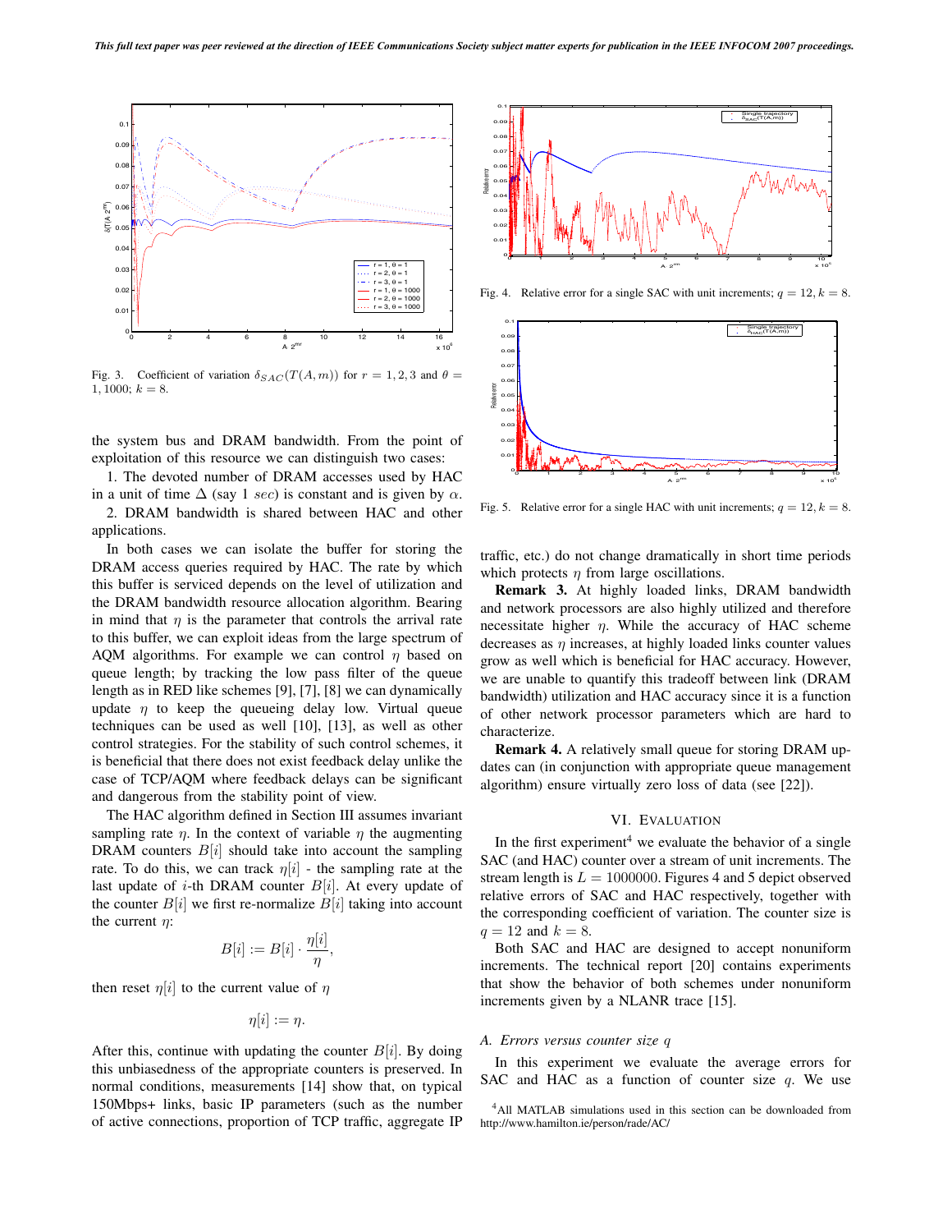Fig. 3. Coefficient of variation $\delta_{SAC}(T(A,m))$ for $r = 1, 2, 3$ and $\theta = 1, 1000$; $k = 8$.

the system bus and DRAM bandwidth. From the point of exploitation of this resource we can distinguish two cases:

1. The devoted number of DRAM accesses used by HAC in a unit of time $\Delta$ (say 1 $sec$) is constant and is given by $\alpha$.
2. DRAM bandwidth is shared between HAC and other applications.

In both cases we can isolate the buffer for storing the DRAM access queries required by HAC. The rate by which this buffer is serviced depends on the level of utilization and the DRAM bandwidth resource allocation algorithm. Bearing in mind that $\eta$ is the parameter that controls the arrival rate to this buffer, we can exploit ideas from the large spectrum of AQM algorithms. For example we can control $\eta$ based on queue length; by tracking the low pass filter of the queue length as in RED like schemes [9], [7], [8] we can dynamically update $\eta$ to keep the queueing delay low. Virtual queue techniques can be used as well [10], [13], as well as other control strategies. For the stability of such control schemes, it is beneficial that there does not exist feedback delays unlike the case of TCP/AQM where feedback delays can be significant and dangerous from the stability point of view.

The HAC algorithm defined in Section III assumes invariant sampling rate $\eta$. In the context of variable $\eta$ the augmenting DRAM counters $B[i]$ should take into account the sampling rate. To do this, we can track $\eta[i]$ - the sampling rate at the last update of $i$-th DRAM counter $B[i]$. At every update of the counter $B[i]$ we first re-normalize $B[i]$ taking into account the current $\eta$:

$$B[i] := B[i] \cdot \frac{\eta[i]}{\eta},$$

then reset $\eta[i]$ to the current value of $\eta$

$$\eta[i] := \eta.$$

After this, continue with updating the counter $B[i]$. By doing this unbiasedness of the appropriate counters is preserved. In normal conditions, measurements [14] show that, on typical 150Mbps+ links, basic IP parameters (such as the number of active connections, proportion of TCP traffic, aggregate IP traffic, etc.) do not change dramatically in short time periods which protects $\eta$ from large oscillations.

**Remark 3.** At highly loaded links, DRAM bandwidth and network processors are also highly utilized and therefore necessitate higher $\eta$. While the accuracy of HAC scheme decreases as $\eta$ increases, at highly loaded links counter values grow as well which is beneficial for HAC accuracy. However, we are unable to quantify this tradeoff between link (DRAM bandwidth) utilization and HAC accuracy since it is a function of other network processor parameters which are hard to characterize.

**Remark 4.** A relatively small queue for storing DRAM updates can (in conjunction with appropriate queue management algorithm) ensure virtually zero loss of data (see [22]).

Fig. 4. Relative error for a single SAC with unit increments; $q = 12, k = 8$.

Fig. 5. Relative error for a single HAC with unit increments; $q = 12, k = 8$.

## VI. Evaluation

In the first experiment[4] we evaluate the behavior of a single SAC (and HAC) counter over a stream of unit increments. The stream length is $L = 1000000$. Figures 4 and 5 depict observed relative errors of SAC and HAC respectively, together with the corresponding coefficient of variation. The counter size is $q = 12$ and $k = 8$.

Both SAC and HAC are designed to accept nonuniform increments. The technical report [20] contains experiments that show the behavior of both schemes under nonuniform increments given by a NLANR trace [15].

### A. Errors versus counter size $q$

In this experiment we evaluate the average errors for SAC and HAC as a function of counter size $q$. We use

[4] All MATLAB simulations used in this section can be downloaded from http://www.hamilton.ie/person/rade/AC/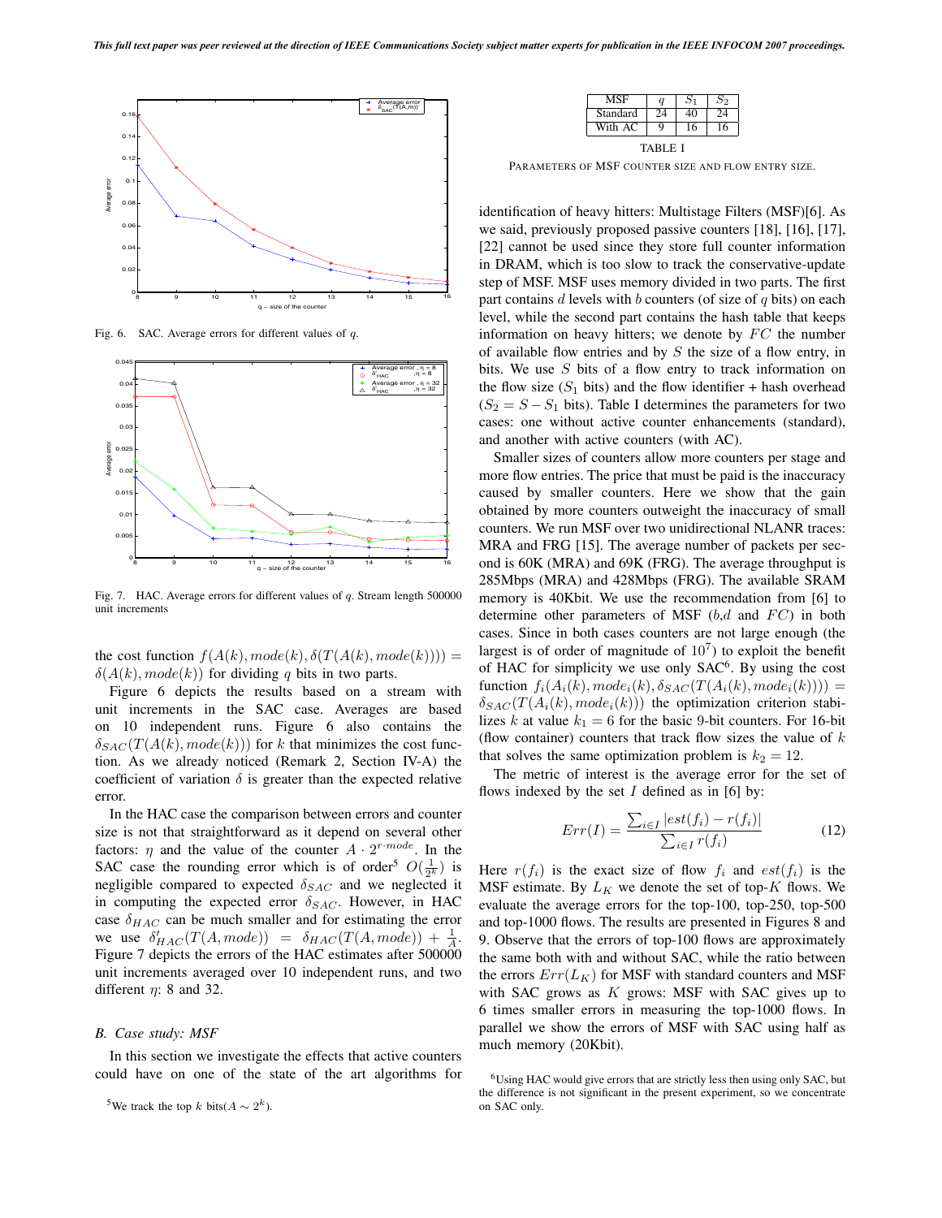Fig. 6. SAC. Average errors for different values of $q$.

Fig. 7. HAC. Average errors for different values of $q$. Stream length 500000 unit increments

the cost function $f(A(k), mode(k), \delta(T(A(k), mode(k)))) = \delta(A(k), mode(k))$ for dividing $q$ bits in two parts.

Figure 6 depicts the results based on a stream with unit increments in the SAC case. Averages are based on 10 independent runs. Figure 6 also contains the $\delta_{SAC}(T(A(k), mode(k)))$ for $k$ that minimizes the cost function. As we already noticed (Remark 2, Section IV-A) the coefficient of variation $\delta$ is greater than the expected relative error.

In the HAC case the comparison between errors and counter size is not that straightforward as it depend on several other factors: $\eta$ and the value of the counter $A \cdot 2^{r \cdot mode}$. In the SAC case the rounding error which is of order[5] $O(\frac{1}{2^k})$ is negligible compared to expected $\delta_{SAC}$ and we neglected it in computing the expected error $\delta_{SAC}$. However, in HAC case $\delta_{HAC}$ can be much smaller and for estimating the error we use $\delta'_{HAC}(T(A, mode)) = \delta_{HAC}(T(A, mode)) + \frac{1}{A}$. Figure 7 depicts the errors of the HAC estimates after 500000 unit increments averaged over 10 independent runs, and two different $\eta$: 8 and 32.

### B. Case study: MSF

In this section we investigate the effects that active counters could have on one of the state of the art algorithms for identification of heavy hitters: Multistage Filters (MSF)[6]. As we said, previously proposed passive counters [18], [16], [17], [22] cannot be used since they store full counter information in DRAM, which is too slow to track the conservative-update step of MSF. MSF uses memory divided in two parts. The first part contains $d$ levels with $b$ counters (of size of $q$ bits) on each level, while the second part contains the hash table that keeps information on heavy hitters; we denote by $FC$ the number of available flow entries and by $S$ the size of a flow entry, in bits. We use $S$ bits of a flow entry to track information on the flow size ($S_1$ bits) and the flow identifier + hash overhead ($S_2 = S - S_1$ bits). Table I determines the parameters for two cases: one without active counter enhancements (standard), and another with active counters (with AC).

| MSF | $q$ | $S_1$ | $S_2$ |
|---|---|---|---|
| Standard | 24 | 40 | 24 |
| With AC | 9 | 16 | 16 |

TABLE I

PARAMETERS OF MSF COUNTER SIZE AND FLOW ENTRY SIZE.

Smaller sizes of counters allow more counters per stage and more flow entries. The price that must be paid is the inaccuracy caused by smaller counters. Here we show that the gain obtained by more counters outweight the inaccuracy of small counters. We run MSF over two unidirectional NLANR traces: MRA and FRG [15]. The average number of packets per second is 60K (MRA) and 69K (FRG). The average throughput is 285Mbps (MRA) and 428Mbps (FRG). The available SRAM memory is 40Kbit. We use the recommendation from [6] to determine other parameters of MSF ($b$,$d$ and $FC$) in both cases. Since in both cases counters are not large enough (the largest is of order of magnitude of $10^7$) to exploit the benefit of HAC for simplicity we use only SAC[6]. By using the cost function $f_i(A_i(k), mode_i(k), \delta_{SAC}(T(A_i(k), mode_i(k)))) = \delta_{SAC}(T(A_i(k), mode_i(k)))$ the optimization criterion stabilizes $k$ at value $k_1 = 6$ for the basic 9-bit counters. For 16-bit (flow container) counters that track flow sizes the value of $k$ that solves the same optimization problem is $k_2 = 12$.

The metric of interest is the average error for the set of flows indexed by the set $I$ defined as in [6] by:

$$Err(I) = \frac{\sum_{i \in I} |est(f_i) - r(f_i)|}{\sum_{i \in I} r(f_i)} \tag{12}$$

Here $r(f_i)$ is the exact size of flow $f_i$ and $est(f_i)$ is the MSF estimate. By $L_K$ we denote the set of top-$K$ flows. We evaluate the average errors for the top-100, top-250, top-500 and top-1000 flows. The results are presented in Figures 8 and 9. Observe that the errors of top-100 flows are approximately the same both with and without SAC, while the ratio between the errors $Err(L_K)$ for MSF with standard counters and MSF with SAC grows as $K$ grows: MSF with SAC gives up to 6 times smaller errors in measuring the top-1000 flows. In parallel we show the errors of MSF with SAC using half as much memory (20Kbit).

[5] We track the top $k$ bits($A \sim 2^k$).

[6] Using HAC would give errors that are strictly less then using only SAC, but the difference is not significant in the present experiment, so we concentrate on SAC only.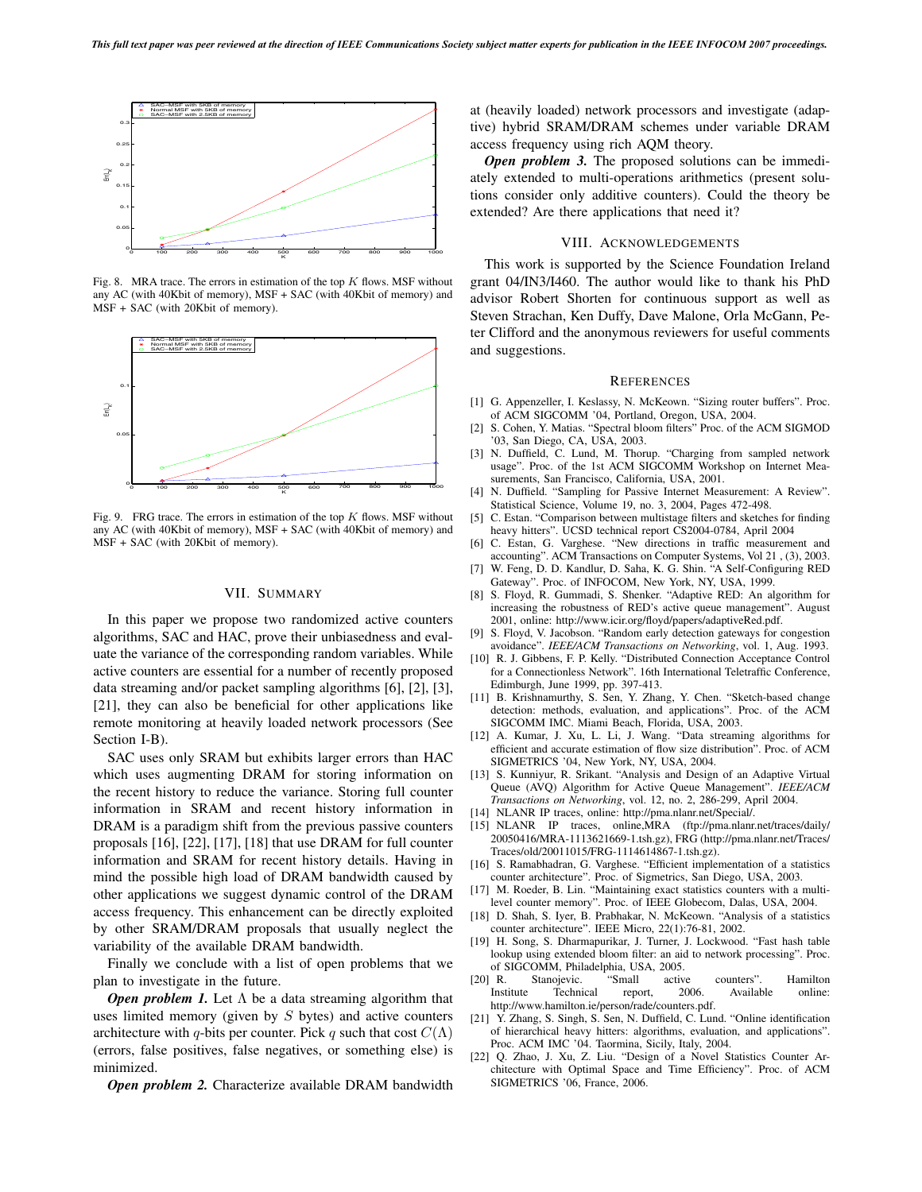SAC–MSF with 5KB of memory
Normal MSF with 5KB of memory
SAC–MSF with 2.5KB of memory

Err(L_K)

0.3
0.25
0.2
0.15
0.1
0.05
0

0 100 200 300 400 500 600 700 800 900 1000
K

Fig. 8. MRA trace. The errors in estimation of the top $K$ flows. MSF without any AC (with 40Kbit of memory), MSF + SAC (with 40Kbit of memory) and MSF + SAC (with 20Kbit of memory).

SAC–MSF with 5KB of memory
Normal MSF with 5KB of memory
SAC–MSF with 2.5KB of memory

Err(L_K)

0.1
0.05
0

0 100 200 300 400 500 600 700 800 900 1000
K

Fig. 9. FRG trace. The errors in estimation of the top $K$ flows. MSF without any AC (with 40Kbit of memory), MSF + SAC (with 40Kbit of memory) and MSF + SAC (with 20Kbit of memory).

## VII. Summary

In this paper we propose two randomized active counters algorithms, SAC and HAC, prove their unbiasedness and evaluate the variance of the corresponding random variables. While active counters are essential for a number of recently proposed data streaming and/or packet sampling algorithms [6], [2], [3], [21], they can also be beneficial for other applications like remote monitoring at heavily loaded network processors (See Section I-B).

SAC uses only SRAM but exhibits larger errors than HAC which uses augmenting DRAM for storing information on the recent history to reduce the variance. Storing full counter information in SRAM and recent history information in DRAM is a paradigm shift from the previous passive counters proposals [16], [22], [17], [18] that use DRAM for full counter information and SRAM for recent history details. Having in mind the possible high load of DRAM bandwidth caused by other applications we suggest dynamic control of the DRAM access frequency. This enhancement can be directly exploited by other SRAM/DRAM proposals that usually neglect the variability of the available DRAM bandwidth.

Finally we conclude with a list of open problems that we plan to investigate in the future.

***Open problem 1.*** Let $\Lambda$ be a data streaming algorithm that uses limited memory (given by $S$ bytes) and active counters architecture with $q$-bits per counter. Pick $q$ such that cost $C(\Lambda)$ (errors, false positives, false negatives, or something else) is minimized.

***Open problem 2.*** Characterize available DRAM bandwidth at (heavily loaded) network processors and investigate (adaptive) hybrid SRAM/DRAM schemes under variable DRAM access frequency using rich AQM theory.

***Open problem 3.*** The proposed solutions can be immediately extended to multi-operations arithmetics (present solutions consider only additive counters). Could the theory be extended? Are there applications that need it?

## VIII. Acknowledgements

This work is supported by the Science Foundation Ireland grant 04/IN3/I460. The author would like to thank his PhD advisor Robert Shorten for continuous support as well as Steven Strachan, Ken Duffy, Dave Malone, Orla McGann, Peter Clifford and the anonymous reviewers for useful comments and suggestions.

## References

[1] G. Appenzeller, I. Keslassy, N. McKeown. "Sizing router buffers". Proc. of ACM SIGCOMM '04, Portland, Oregon, USA, 2004.

[2] S. Cohen, Y. Matias. "Spectral bloom filters" Proc. of the ACM SIGMOD '03, San Diego, CA, USA, 2003.

[3] N. Duffield, C. Lund, M. Thorup. "Charging from sampled network usage". Proc. of the 1st ACM SIGCOMM Workshop on Internet Measurements, San Francisco, California, USA, 2001.

[4] N. Duffield. "Sampling for Passive Internet Measurement: A Review". Statistical Science, Volume 19, no. 3, 2004, Pages 472-498.

[5] C. Estan. "Comparison between multistage filters and sketches for finding heavy hitters". UCSD technical report CS2004-0784, April 2004

[6] C. Estan, G. Varghese. "New directions in traffic measurement and accounting". ACM Transactions on Computer Systems, Vol 21 , (3), 2003.

[7] W. Feng, D. D. Kandlur, D. Saha, K. G. Shin. "A Self-Configuring RED Gateway". Proc. of INFOCOM, New York, NY, USA, 1999.

[8] S. Floyd, R. Gummadi, S. Shenker. "Adaptive RED: An algorithm for increasing the robustness of RED's active queue management". August 2001, online: http://www.icir.org/floyd/papers/adaptiveRed.pdf.

[9] S. Floyd, V. Jacobson. "Random early detection gateways for congestion avoidance". *IEEE/ACM Transactions on Networking*, vol. 1, Aug. 1993.

[10] R. J. Gibbens, F. P. Kelly. "Distributed Connection Acceptance Control for a Connectionless Network". 16th International Teletraffic Conference, Edimburgh, June 1999, pp. 397-413.

[11] B. Krishnamurthy, S. Sen, Y. Zhang, Y. Chen. "Sketch-based change detection: methods, evaluation, and applications". Proc. of the ACM SIGCOMM IMC. Miami Beach, Florida, USA, 2003.

[12] A. Kumar, J. Xu, L. Li, J. Wang. "Data streaming algorithms for efficient and accurate estimation of flow size distribution". Proc. of ACM SIGMETRICS '04, New York, NY, USA, 2004.

[13] S. Kunniyur, R. Srikant. "Analysis and Design of an Adaptive Virtual Queue (AVQ) Algorithm for Active Queue Management". *IEEE/ACM Transactions on Networking*, vol. 12, no. 2, 286-299, April 2004.

[14] NLANR IP traces, online: http://pma.nlanr.net/Special/.

[15] NLANR IP traces, online,MRA (ftp://pma.nlanr.net/traces/daily/20050416/MRA-1113621669-1.tsh.gz), FRG (http://pma.nlanr.net/Traces/Traces/old/20011015/FRG-1114614867-1.tsh.gz).

[16] S. Ramabhadran, G. Varghese. "Efficient implementation of a statistics counter architecture". Proc. of Sigmetrics, San Diego, USA, 2003.

[17] M. Roeder, B. Lin. "Maintaining exact statistics counters with a multi-level counter memory". Proc. of IEEE Globecom, Dalas, USA, 2004.

[18] D. Shah, S. Iyer, B. Prabhakar, N. McKeown. "Analysis of a statistics counter architecture". IEEE Micro, 22(1):76-81, 2002.

[19] H. Song, S. Dharmapurikar, J. Turner, J. Lockwood. "Fast hash table lookup using extended bloom filter: an aid to network processing". Proc. of SIGCOMM, Philadelphia, USA, 2005.

[20] R. Stanojevic. "Small active counters". Hamilton Institute Technical report, 2006. Available online: http://www.hamilton.ie/person/rade/counters.pdf.

[21] Y. Zhang, S. Singh, S. Sen, N. Duffield, C. Lund. "Online identification of hierarchical heavy hitters: algorithms, evaluation, and applications". Proc. ACM IMC '04. Taormina, Sicily, Italy, 2004.

[22] Q. Zhao, J. Xu, Z. Liu. "Design of a Novel Statistics Counter Architecture with Optimal Space and Time Efficiency". Proc. of ACM SIGMETRICS '06, France, 2006.